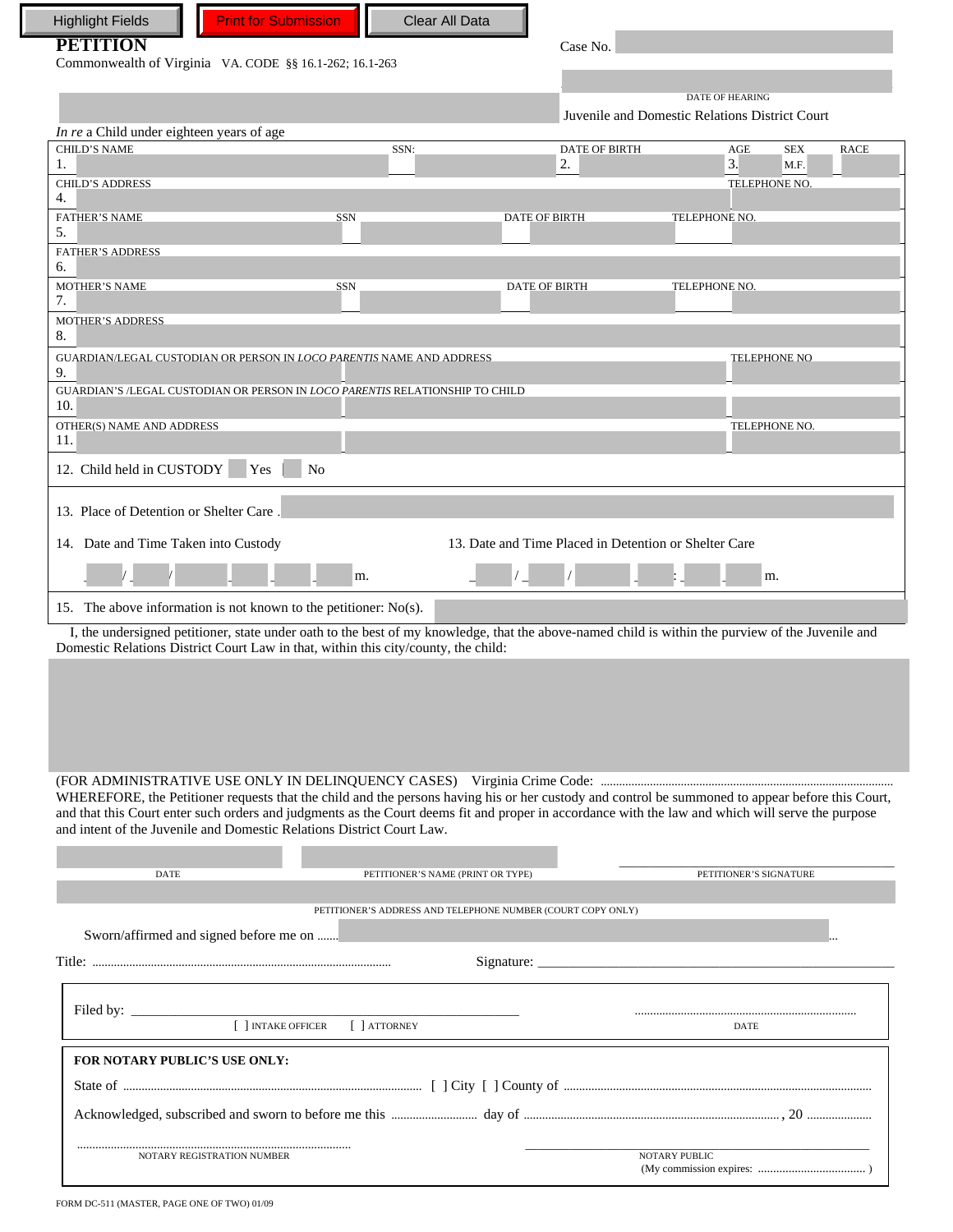Highlight Fields | Print for Submission | Clear All Data

# PETITION

Commonwealth of Virginia VA. CODE §§ 16.1-262; 16.1-263

Case No.

DATE OF HEARING

Juvenile and Domestic Relations District Court

*In re* a Child under eighteen years of age

| CHILD'S NAME | SSN: | DATE OF BIRTH | AGE | SEX | RACE |
|---|---|---|---|---|---|
| 1. | | 2. | 3. | M.F. | |

| CHILD'S ADDRESS | TELEPHONE NO. |
|---|---|
| 4. | |

| FATHER'S NAME | SSN | DATE OF BIRTH | TELEPHONE NO. |
|---|---|---|---|
| 5. | | | |

FATHER'S ADDRESS
6.

| MOTHER'S NAME | SSN | DATE OF BIRTH | TELEPHONE NO. |
|---|---|---|---|
| 7. | | | |

MOTHER'S ADDRESS
8.

| GUARDIAN/LEGAL CUSTODIAN OR PERSON IN *LOCO PARENTIS* NAME AND ADDRESS | TELEPHONE NO |
|---|---|
| 9. | |

| GUARDIAN'S /LEGAL CUSTODIAN OR PERSON IN *LOCO PARENTIS* RELATIONSHIP TO CHILD | |
|---|---|
| 10. | |

| OTHER(S) NAME AND ADDRESS | TELEPHONE NO. |
|---|---|
| 11. | |

12. Child held in CUSTODY [ ] Yes [ ] No

13. Place of Detention or Shelter Care .

14. Date and Time Taken into Custody _____ / _____ / _____ _____ _____ _____ m.

13. Date and Time Placed in Detention or Shelter Care _____ / _____ / _____ _____ : _____ _____ m.

15. The above information is not known to the petitioner: No(s).

I, the undersigned petitioner, state under oath to the best of my knowledge, that the above-named child is within the purview of the Juvenile and Domestic Relations District Court Law in that, within this city/county, the child:

(FOR ADMINISTRATIVE USE ONLY IN DELINQUENCY CASES) Virginia Crime Code: ..........................................

WHEREFORE, the Petitioner requests that the child and the persons having his or her custody and control be summoned to appear before this Court, and that this Court enter such orders and judgments as the Court deems fit and proper in accordance with the law and which will serve the purpose and intent of the Juvenile and Domestic Relations District Court Law.

| DATE | PETITIONER'S NAME (PRINT OR TYPE) | PETITIONER'S SIGNATURE |
|---|---|---|

PETITIONER'S ADDRESS AND TELEPHONE NUMBER (COURT COPY ONLY)

Sworn/affirmed and signed before me on ..........

Title: .......................................... Signature: ______________________________

Filed by: ______________________________ ..........................................
[ ] INTAKE OFFICER [ ] ATTORNEY DATE

**FOR NOTARY PUBLIC'S USE ONLY:**

State of .......................................... [ ] City [ ] County of ..........................................

Acknowledged, subscribed and sworn to before me this .............. day of .........................................., 20 ..........

..........................................
NOTARY REGISTRATION NUMBER

______________________________
NOTARY PUBLIC
(My commission expires: .................... )

FORM DC-511 (MASTER, PAGE ONE OF TWO) 01/09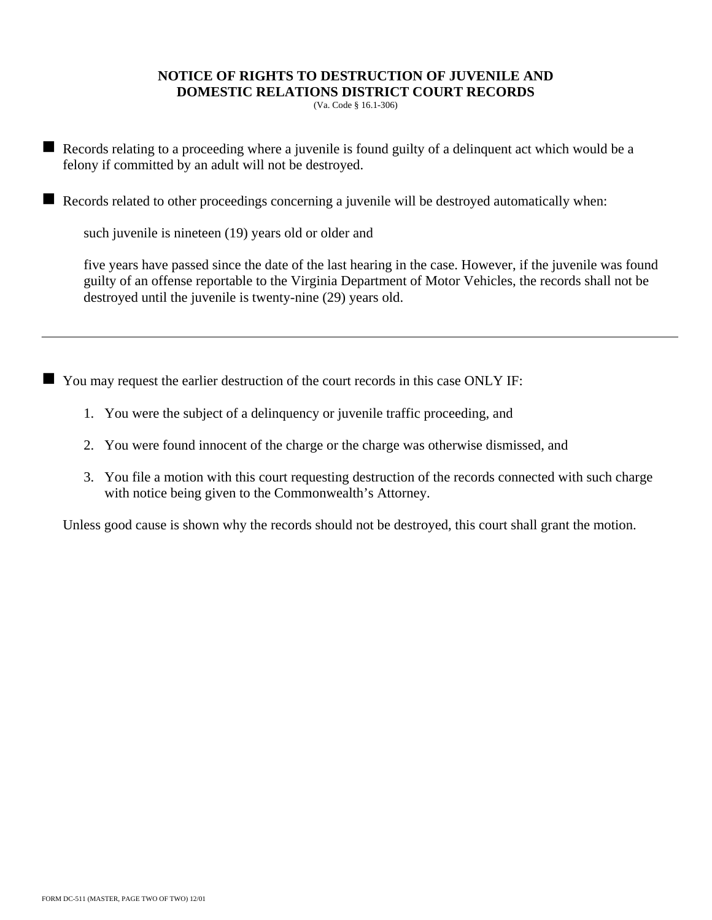# NOTICE OF RIGHTS TO DESTRUCTION OF JUVENILE AND DOMESTIC RELATIONS DISTRICT COURT RECORDS

(Va. Code § 16.1-306)

- Records relating to a proceeding where a juvenile is found guilty of a delinquent act which would be a felony if committed by an adult will not be destroyed.

- Records related to other proceedings concerning a juvenile will be destroyed automatically when:

  such juvenile is nineteen (19) years old or older and

  five years have passed since the date of the last hearing in the case. However, if the juvenile was found guilty of an offense reportable to the Virginia Department of Motor Vehicles, the records shall not be destroyed until the juvenile is twenty-nine (29) years old.

---

- You may request the earlier destruction of the court records in this case ONLY IF:

  1. You were the subject of a delinquency or juvenile traffic proceeding, and
  2. You were found innocent of the charge or the charge was otherwise dismissed, and
  3. You file a motion with this court requesting destruction of the records connected with such charge with notice being given to the Commonwealth's Attorney.

  Unless good cause is shown why the records should not be destroyed, this court shall grant the motion.

FORM DC-511 (MASTER, PAGE TWO OF TWO) 12/01